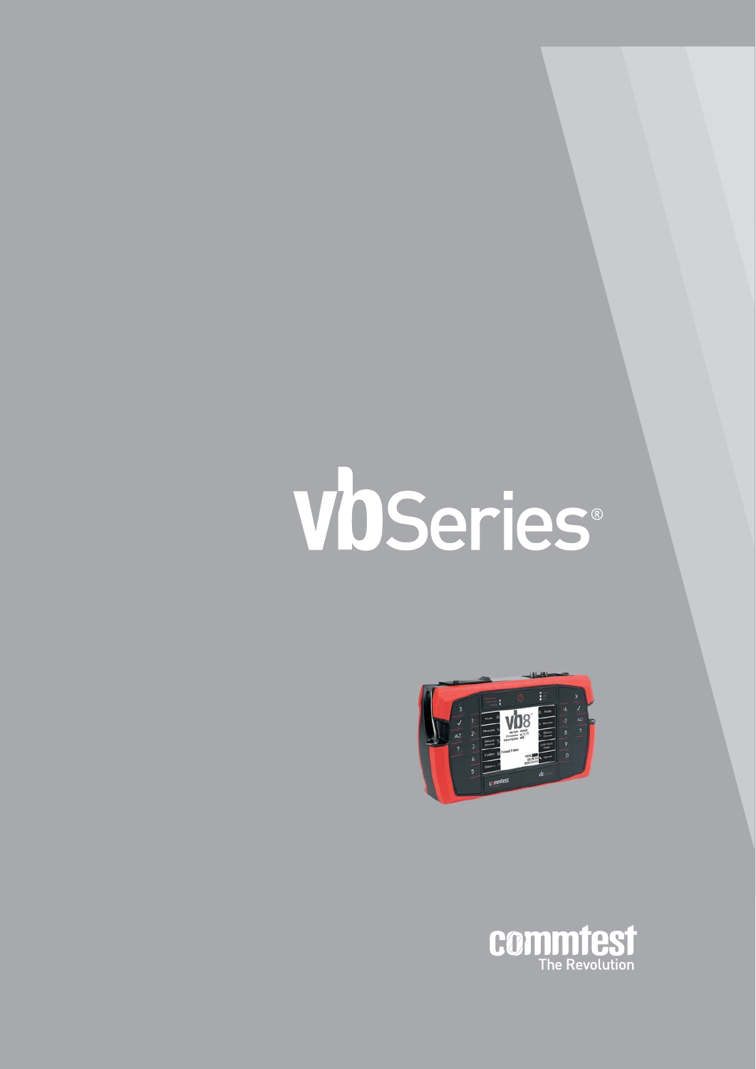# vbSeries®

commtest

The Revolution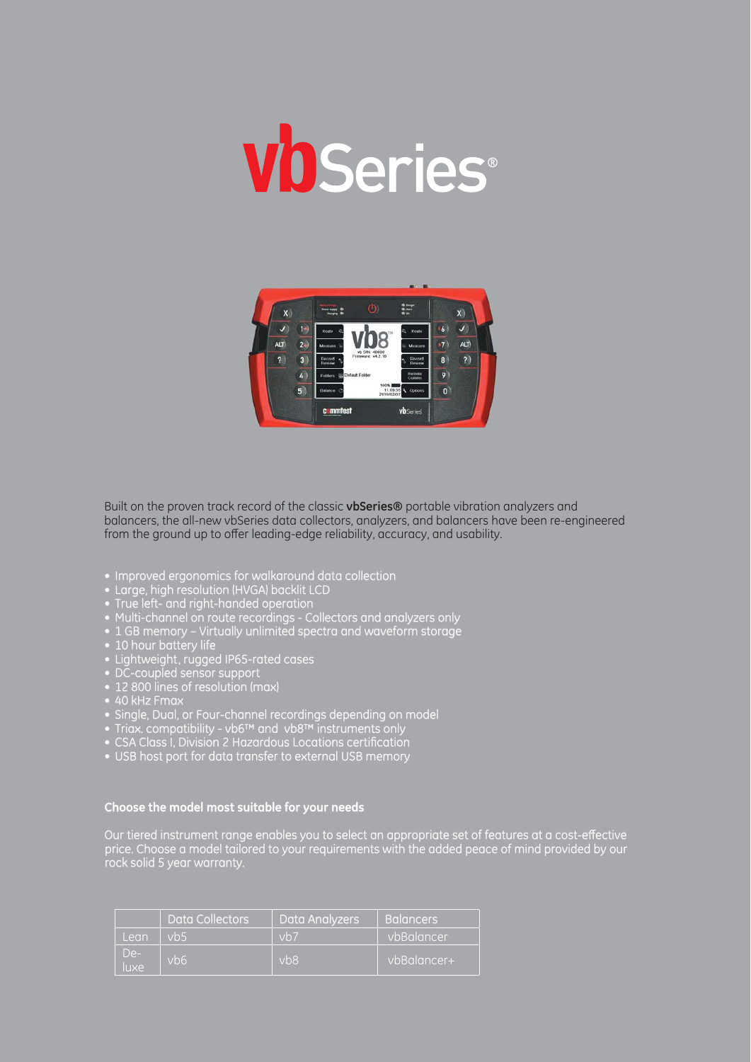# vbSeries®

Built on the proven track record of the classic **vbSeries®** portable vibration analyzers and balancers, the all-new vbSeries data collectors, analyzers, and balancers have been re-engineered from the ground up to offer leading-edge reliability, accuracy, and usability.

- Improved ergonomics for walkaround data collection
- Large, high resolution (HVGA) backlit LCD
- True left- and right-handed operation
- Multi-channel on route recordings - Collectors and analyzers only
- 1 GB memory – Virtually unlimited spectra and waveform storage
- 10 hour battery life
- Lightweight, rugged IP65-rated cases
- DC-coupled sensor support
- 12 800 lines of resolution (max)
- 40 kHz Fmax
- Single, Dual, or Four-channel recordings depending on model
- Triax. compatibility - vb6™ and vb8™ instruments only
- CSA Class I, Division 2 Hazardous Locations certification
- USB host port for data transfer to external USB memory

**Choose the model most suitable for your needs**

Our tiered instrument range enables you to select an appropriate set of features at a cost-effective price. Choose a model tailored to your requirements with the added peace of mind provided by our rock solid 5 year warranty.

| | Data Collectors | Data Analyzers | Balancers |
|---|---|---|---|
| Lean | vb5 | vb7 | vbBalancer |
| De-luxe | vb6 | vb8 | vbBalancer+ |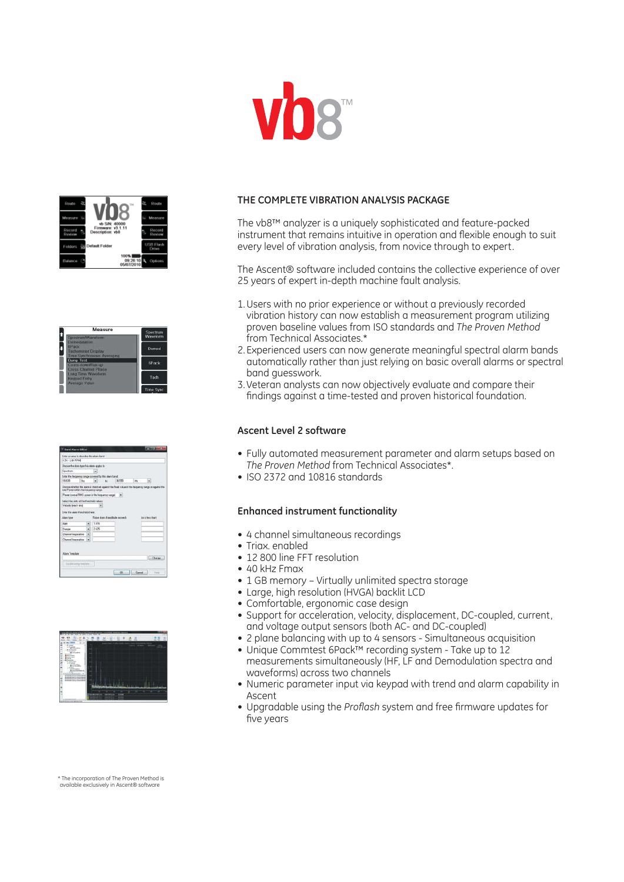# vb8™

## THE COMPLETE VIBRATION ANALYSIS PACKAGE

The vb8™ analyzer is a uniquely sophisticated and feature-packed instrument that remains intuitive in operation and flexible enough to suit every level of vibration analysis, from novice through to expert.

The Ascent® software included contains the collective experience of over 25 years of expert in-depth machine fault analysis.

1. Users with no prior experience or without a previously recorded vibration history can now establish a measurement program utilizing proven baseline values from ISO standards and *The Proven Method* from Technical Associates.*
2. Experienced users can now generate meaningful spectral alarm bands automatically rather than just relying on basic overall alarms or spectral band guesswork.
3. Veteran analysts can now objectively evaluate and compare their findings against a time-tested and proven historical foundation.

### Ascent Level 2 software

- Fully automated measurement parameter and alarm setups based on *The Proven Method* from Technical Associates*.
- ISO 2372 and 10816 standards

### Enhanced instrument functionality

- 4 channel simultaneous recordings
- Triax. enabled
- 12 800 line FFT resolution
- 40 kHz Fmax
- 1 GB memory – Virtually unlimited spectra storage
- Large, high resolution (HVGA) backlit LCD
- Comfortable, ergonomic case design
- Support for acceleration, velocity, displacement, DC-coupled, current, and voltage output sensors (both AC- and DC-coupled)
- 2 plane balancing with up to 4 sensors - Simultaneous acquisition
- Unique Commtest 6Pack™ recording system - Take up to 12 measurements simultaneously (HF, LF and Demodulation spectra and waveforms) across two channels
- Numeric parameter input via keypad with trend and alarm capability in Ascent
- Upgradable using the *Proflash* system and free firmware updates for five years

\* The incorporation of The Proven Method is available exclusively in Ascent® software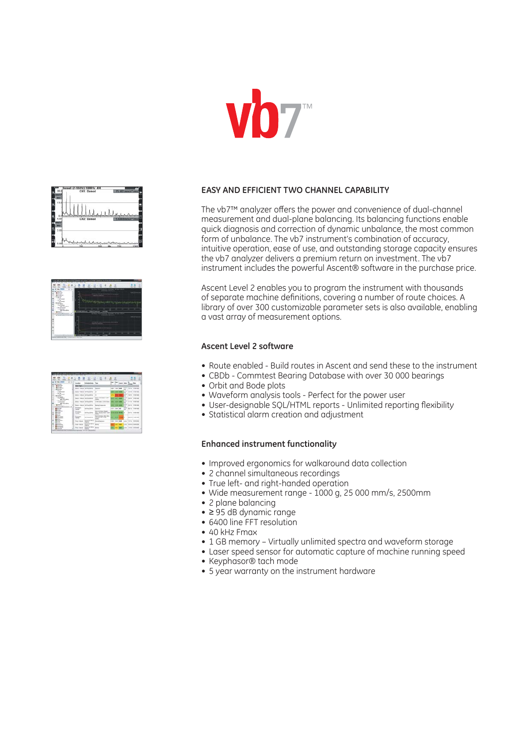# vb7™

## EASY AND EFFICIENT TWO CHANNEL CAPABILITY

The vb7™ analyzer offers the power and convenience of dual-channel measurement and dual-plane balancing. Its balancing functions enable quick diagnosis and correction of dynamic unbalance, the most common form of unbalance. The vb7 instrument's combination of accuracy, intuitive operation, ease of use, and outstanding storage capacity ensures the vb7 analyzer delivers a premium return on investment. The vb7 instrument includes the powerful Ascent® software in the purchase price.

Ascent Level 2 enables you to program the instrument with thousands of separate machine definitions, covering a number of route choices. A library of over 300 customizable parameter sets is also available, enabling a vast array of measurement options.

### Ascent Level 2 software

- Route enabled - Build routes in Ascent and send these to the instrument
- CBDb - Commtest Bearing Database with over 30 000 bearings
- Orbit and Bode plots
- Waveform analysis tools - Perfect for the power user
- User-designable SQL/HTML reports - Unlimited reporting flexibility
- Statistical alarm creation and adjustment

### Enhanced instrument functionality

- Improved ergonomics for walkaround data collection
- 2 channel simultaneous recordings
- True left- and right-handed operation
- Wide measurement range - 1000 g, 25 000 mm/s, 2500mm
- 2 plane balancing
- ≥ 95 dB dynamic range
- 6400 line FFT resolution
- 40 kHz Fmax
- 1 GB memory – Virtually unlimited spectra and waveform storage
- Laser speed sensor for automatic capture of machine running speed
- Keyphasor® tach mode
- 5 year warranty on the instrument hardware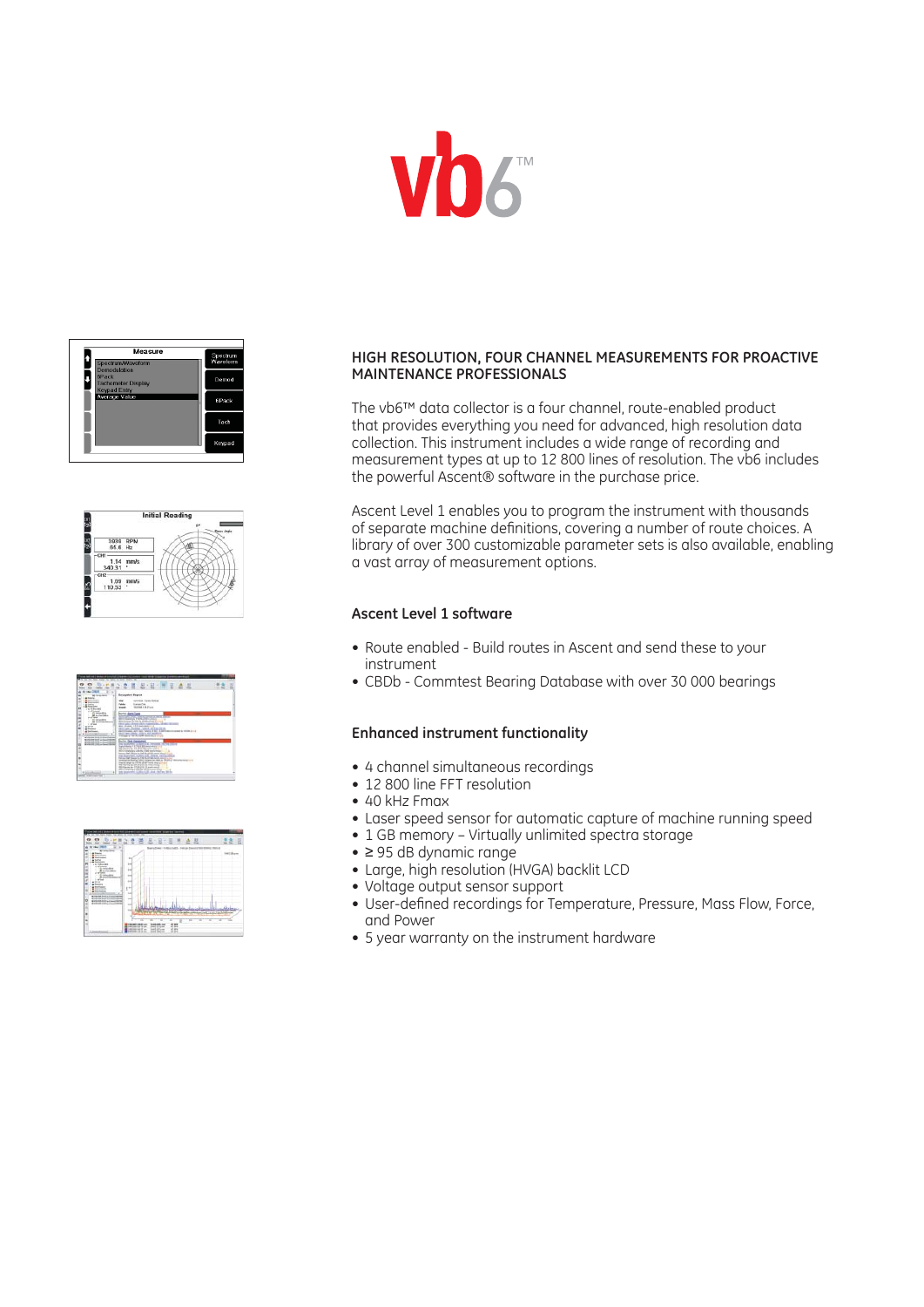# vb6™

## HIGH RESOLUTION, FOUR CHANNEL MEASUREMENTS FOR PROACTIVE MAINTENANCE PROFESSIONALS

The vb6™ data collector is a four channel, route-enabled product that provides everything you need for advanced, high resolution data collection. This instrument includes a wide range of recording and measurement types at up to 12 800 lines of resolution. The vb6 includes the powerful Ascent® software in the purchase price.

Ascent Level 1 enables you to program the instrument with thousands of separate machine definitions, covering a number of route choices. A library of over 300 customizable parameter sets is also available, enabling a vast array of measurement options.

### Ascent Level 1 software

- Route enabled - Build routes in Ascent and send these to your instrument
- CBDb - Commtest Bearing Database with over 30 000 bearings

### Enhanced instrument functionality

- 4 channel simultaneous recordings
- 12 800 line FFT resolution
- 40 kHz Fmax
- Laser speed sensor for automatic capture of machine running speed
- 1 GB memory – Virtually unlimited spectra storage
- ≥ 95 dB dynamic range
- Large, high resolution (HVGA) backlit LCD
- Voltage output sensor support
- User-defined recordings for Temperature, Pressure, Mass Flow, Force, and Power
- 5 year warranty on the instrument hardware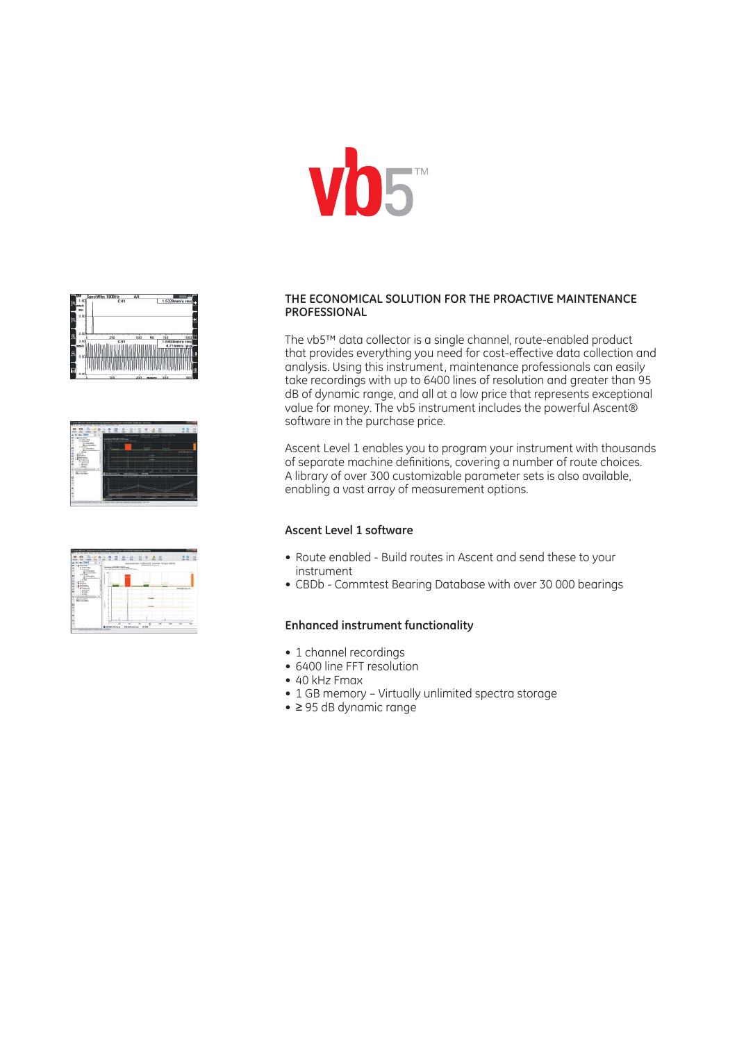# vb5™

## THE ECONOMICAL SOLUTION FOR THE PROACTIVE MAINTENANCE PROFESSIONAL

The vb5™ data collector is a single channel, route-enabled product that provides everything you need for cost-effective data collection and analysis. Using this instrument, maintenance professionals can easily take recordings with up to 6400 lines of resolution and greater than 95 dB of dynamic range, and all at a low price that represents exceptional value for money. The vb5 instrument includes the powerful Ascent® software in the purchase price.

Ascent Level 1 enables you to program your instrument with thousands of separate machine definitions, covering a number of route choices. A library of over 300 customizable parameter sets is also available, enabling a vast array of measurement options.

### Ascent Level 1 software

- Route enabled - Build routes in Ascent and send these to your instrument
- CBDb - Commtest Bearing Database with over 30 000 bearings

### Enhanced instrument functionality

- 1 channel recordings
- 6400 line FFT resolution
- 40 kHz Fmax
- 1 GB memory – Virtually unlimited spectra storage
- ≥ 95 dB dynamic range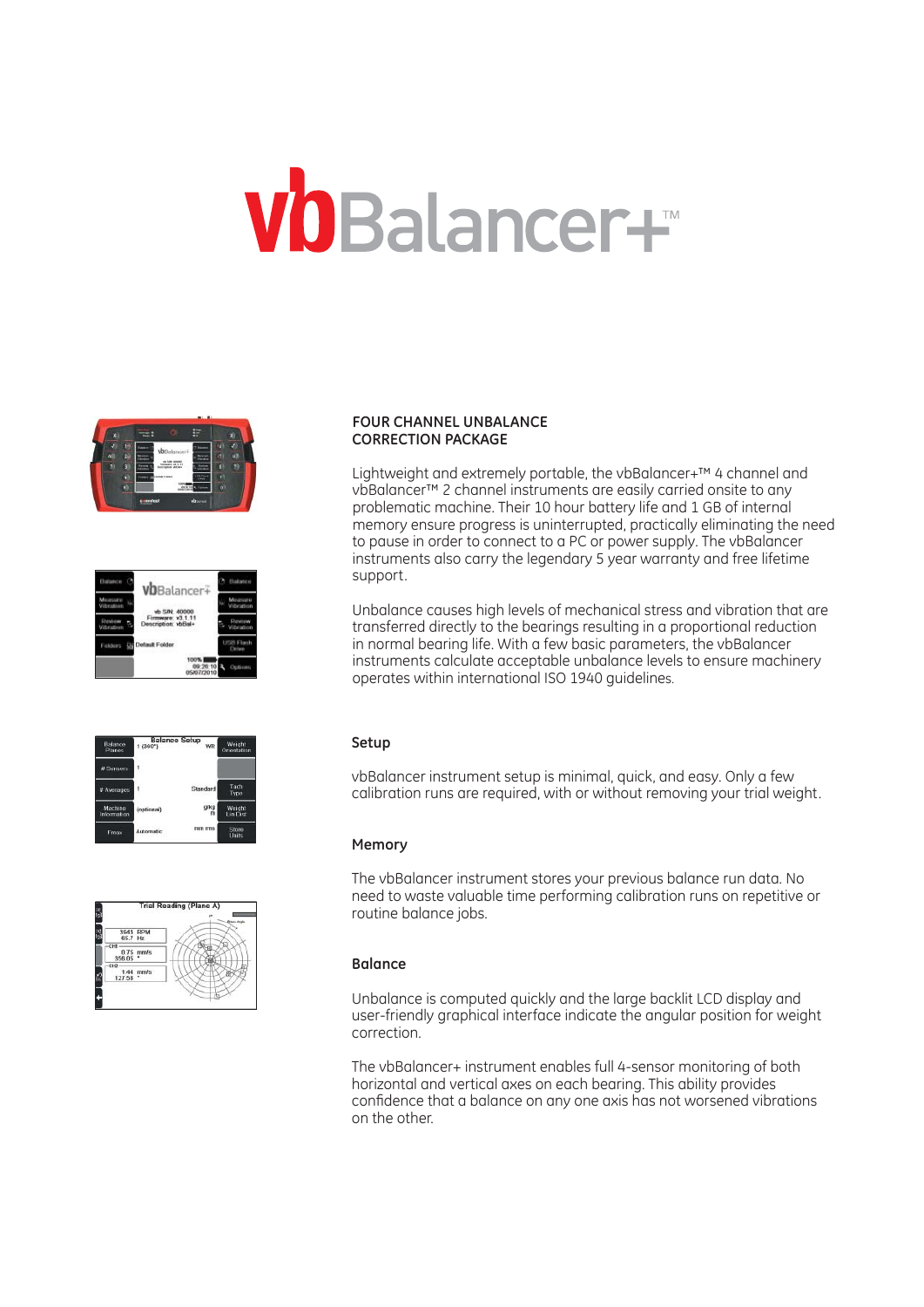# vbBalancer+™

## FOUR CHANNEL UNBALANCE CORRECTION PACKAGE

Lightweight and extremely portable, the vbBalancer+™ 4 channel and vbBalancer™ 2 channel instruments are easily carried onsite to any problematic machine. Their 10 hour battery life and 1 GB of internal memory ensure progress is uninterrupted, practically eliminating the need to pause in order to connect to a PC or power supply. The vbBalancer instruments also carry the legendary 5 year warranty and free lifetime support.

Unbalance causes high levels of mechanical stress and vibration that are transferred directly to the bearings resulting in a proportional reduction in normal bearing life. With a few basic parameters, the vbBalancer instruments calculate acceptable unbalance levels to ensure machinery operates within international ISO 1940 guidelines.

### Setup

vbBalancer instrument setup is minimal, quick, and easy. Only a few calibration runs are required, with or without removing your trial weight.

### Memory

The vbBalancer instrument stores your previous balance run data. No need to waste valuable time performing calibration runs on repetitive or routine balance jobs.

### Balance

Unbalance is computed quickly and the large backlit LCD display and user-friendly graphical interface indicate the angular position for weight correction.

The vbBalancer+ instrument enables full 4-sensor monitoring of both horizontal and vertical axes on each bearing. This ability provides confidence that a balance on any one axis has not worsened vibrations on the other.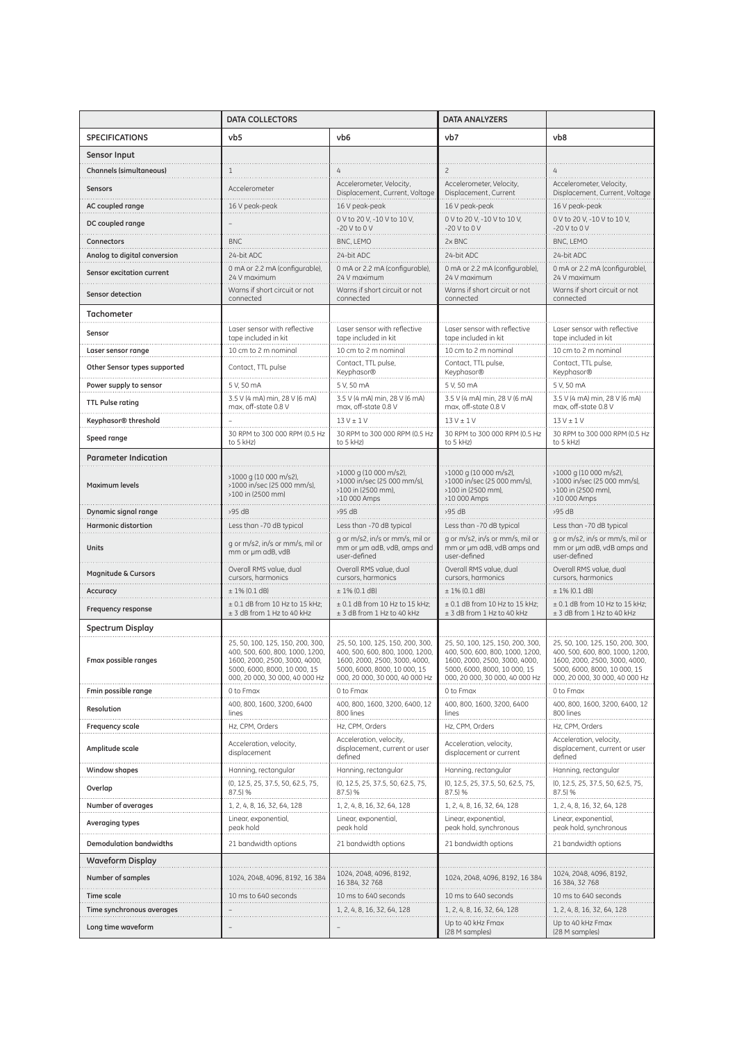| | DATA COLLECTORS | | DATA ANALYZERS | |
|---|---|---|---|---|
| SPECIFICATIONS | vb5 | vb6 | vb7 | vb8 |
| **Sensor Input** | | | | |
| Channels (simultaneous) | 1 | 4 | 2 | 4 |
| Sensors | Accelerometer | Accelerometer, Velocity, Displacement, Current, Voltage | Accelerometer, Velocity, Displacement, Current | Accelerometer, Velocity, Displacement, Current, Voltage |
| AC coupled range | 16 V peak-peak | 16 V peak-peak | 16 V peak-peak | 16 V peak-peak |
| DC coupled range | – | 0 V to 20 V, -10 V to 10 V, -20 V to 0 V | 0 V to 20 V, -10 V to 10 V, -20 V to 0 V | 0 V to 20 V, -10 V to 10 V, -20 V to 0 V |
| Connectors | BNC | BNC, LEMO | 2x BNC | BNC, LEMO |
| Analog to digital conversion | 24-bit ADC | 24-bit ADC | 24-bit ADC | 24-bit ADC |
| Sensor excitation current | 0 mA or 2.2 mA (configurable), 24 V maximum | 0 mA or 2.2 mA (configurable), 24 V maximum | 0 mA or 2.2 mA (configurable), 24 V maximum | 0 mA or 2.2 mA (configurable), 24 V maximum |
| Sensor detection | Warns if short circuit or not connected | Warns if short circuit or not connected | Warns if short circuit or not connected | Warns if short circuit or not connected |
| **Tachometer** | | | | |
| Sensor | Laser sensor with reflective tape included in kit | Laser sensor with reflective tape included in kit | Laser sensor with reflective tape included in kit | Laser sensor with reflective tape included in kit |
| Laser sensor range | 10 cm to 2 m nominal | 10 cm to 2 m nominal | 10 cm to 2 m nominal | 10 cm to 2 m nominal |
| Other Sensor types supported | Contact, TTL pulse | Contact, TTL pulse, Keyphasor® | Contact, TTL pulse, Keyphasor® | Contact, TTL pulse, Keyphasor® |
| Power supply to sensor | 5 V, 50 mA | 5 V, 50 mA | 5 V, 50 mA | 5 V, 50 mA |
| TTL Pulse rating | 3.5 V (4 mA) min, 28 V (6 mA) max, off-state 0.8 V | 3.5 V (4 mA) min, 28 V (6 mA) max, off-state 0.8 V | 3.5 V (4 mA) min, 28 V (6 mA) max, off-state 0.8 V | 3.5 V (4 mA) min, 28 V (6 mA) max, off-state 0.8 V |
| Keyphasor® threshold | – | 13 V ± 1 V | 13 V ± 1 V | 13 V ± 1 V |
| Speed range | 30 RPM to 300 000 RPM (0.5 Hz to 5 kHz) | 30 RPM to 300 000 RPM (0.5 Hz to 5 kHz) | 30 RPM to 300 000 RPM (0.5 Hz to 5 kHz) | 30 RPM to 300 000 RPM (0.5 Hz to 5 kHz) |
| **Parameter Indication** | | | | |
| Maximum levels | >1000 g (10 000 m/s2), >1000 in/sec (25 000 mm/s), >100 in (2500 mm) | >1000 g (10 000 m/s2), >1000 in/sec (25 000 mm/s), >100 in (2500 mm), >10 000 Amps | >1000 g (10 000 m/s2), >1000 in/sec (25 000 mm/s), >100 in (2500 mm), >10 000 Amps | >1000 g (10 000 m/s2), >1000 in/sec (25 000 mm/s), >100 in (2500 mm), >10 000 Amps |
| Dynamic signal range | >95 dB | >95 dB | >95 dB | >95 dB |
| Harmonic distortion | Less than -70 dB typical | Less than -70 dB typical | Less than -70 dB typical | Less than -70 dB typical |
| Units | g or m/s2, in/s or mm/s, mil or mm or μm adB, vdB | g or m/s2, in/s or mm/s, mil or mm or μm adB, vdB, amps and user-defined | g or m/s2, in/s or mm/s, mil or mm or μm adB, vdB amps and user-defined | g or m/s2, in/s or mm/s, mil or mm or μm adB, vdB amps and user-defined |
| Magnitude & Cursors | Overall RMS value, dual cursors, harmonics | Overall RMS value, dual cursors, harmonics | Overall RMS value, dual cursors, harmonics | Overall RMS value, dual cursors, harmonics |
| Accuracy | ± 1% (0.1 dB) | ± 1% (0.1 dB) | ± 1% (0.1 dB) | ± 1% (0.1 dB) |
| Frequency response | ± 0.1 dB from 10 Hz to 15 kHz; ± 3 dB from 1 Hz to 40 kHz | ± 0.1 dB from 10 Hz to 15 kHz; ± 3 dB from 1 Hz to 40 kHz | ± 0.1 dB from 10 Hz to 15 kHz; ± 3 dB from 1 Hz to 40 kHz | ± 0.1 dB from 10 Hz to 15 kHz; ± 3 dB from 1 Hz to 40 kHz |
| **Spectrum Display** | | | | |
| Fmax possible ranges | 25, 50, 100, 125, 150, 200, 300, 400, 500, 600, 800, 1000, 1200, 1600, 2000, 2500, 3000, 4000, 5000, 6000, 8000, 10 000, 15 000, 20 000, 30 000, 40 000 Hz | 25, 50, 100, 125, 150, 200, 300, 400, 500, 600, 800, 1000, 1200, 1600, 2000, 2500, 3000, 4000, 5000, 6000, 8000, 10 000, 15 000, 20 000, 30 000, 40 000 Hz | 25, 50, 100, 125, 150, 200, 300, 400, 500, 600, 800, 1000, 1200, 1600, 2000, 2500, 3000, 4000, 5000, 6000, 8000, 10 000, 15 000, 20 000, 30 000, 40 000 Hz | 25, 50, 100, 125, 150, 200, 300, 400, 500, 600, 800, 1000, 1200, 1600, 2000, 2500, 3000, 4000, 5000, 6000, 8000, 10 000, 15 000, 20 000, 30 000, 40 000 Hz |
| Fmin possible range | 0 to Fmax | 0 to Fmax | 0 to Fmax | 0 to Fmax |
| Resolution | 400, 800, 1600, 3200, 6400 lines | 400, 800, 1600, 3200, 6400, 12 800 lines | 400, 800, 1600, 3200, 6400 lines | 400, 800, 1600, 3200, 6400, 12 800 lines |
| Frequency scale | Hz, CPM, Orders | Hz, CPM, Orders | Hz, CPM, Orders | Hz, CPM, Orders |
| Amplitude scale | Acceleration, velocity, displacement | Acceleration, velocity, displacement, current or user defined | Acceleration, velocity, displacement or current | Acceleration, velocity, displacement, current or user defined |
| Window shapes | Hanning, rectangular | Hanning, rectangular | Hanning, rectangular | Hanning, rectangular |
| Overlap | (0, 12.5, 25, 37.5, 50, 62.5, 75, 87.5) % | (0, 12.5, 25, 37.5, 50, 62.5, 75, 87.5) % | (0, 12.5, 25, 37.5, 50, 62.5, 75, 87.5) % | (0, 12.5, 25, 37.5, 50, 62.5, 75, 87.5) % |
| Number of averages | 1, 2, 4, 8, 16, 32, 64, 128 | 1, 2, 4, 8, 16, 32, 64, 128 | 1, 2, 4, 8, 16, 32, 64, 128 | 1, 2, 4, 8, 16, 32, 64, 128 |
| Averaging types | Linear, exponential, peak hold | Linear, exponential, peak hold | Linear, exponential, peak hold, synchronous | Linear, exponential, peak hold, synchronous |
| Demodulation bandwidths | 21 bandwidth options | 21 bandwidth options | 21 bandwidth options | 21 bandwidth options |
| **Waveform Display** | | | | |
| Number of samples | 1024, 2048, 4096, 8192, 16 384 | 1024, 2048, 4096, 8192, 16 384, 32 768 | 1024, 2048, 4096, 8192, 16 384 | 1024, 2048, 4096, 8192, 16 384, 32 768 |
| Time scale | 10 ms to 640 seconds | 10 ms to 640 seconds | 10 ms to 640 seconds | 10 ms to 640 seconds |
| Time synchronous averages | – | 1, 2, 4, 8, 16, 32, 64, 128 | 1, 2, 4, 8, 16, 32, 64, 128 | 1, 2, 4, 8, 16, 32, 64, 128 |
| Long time waveform | – | – | Up to 40 kHz Fmax (28 M samples) | Up to 40 kHz Fmax (28 M samples) |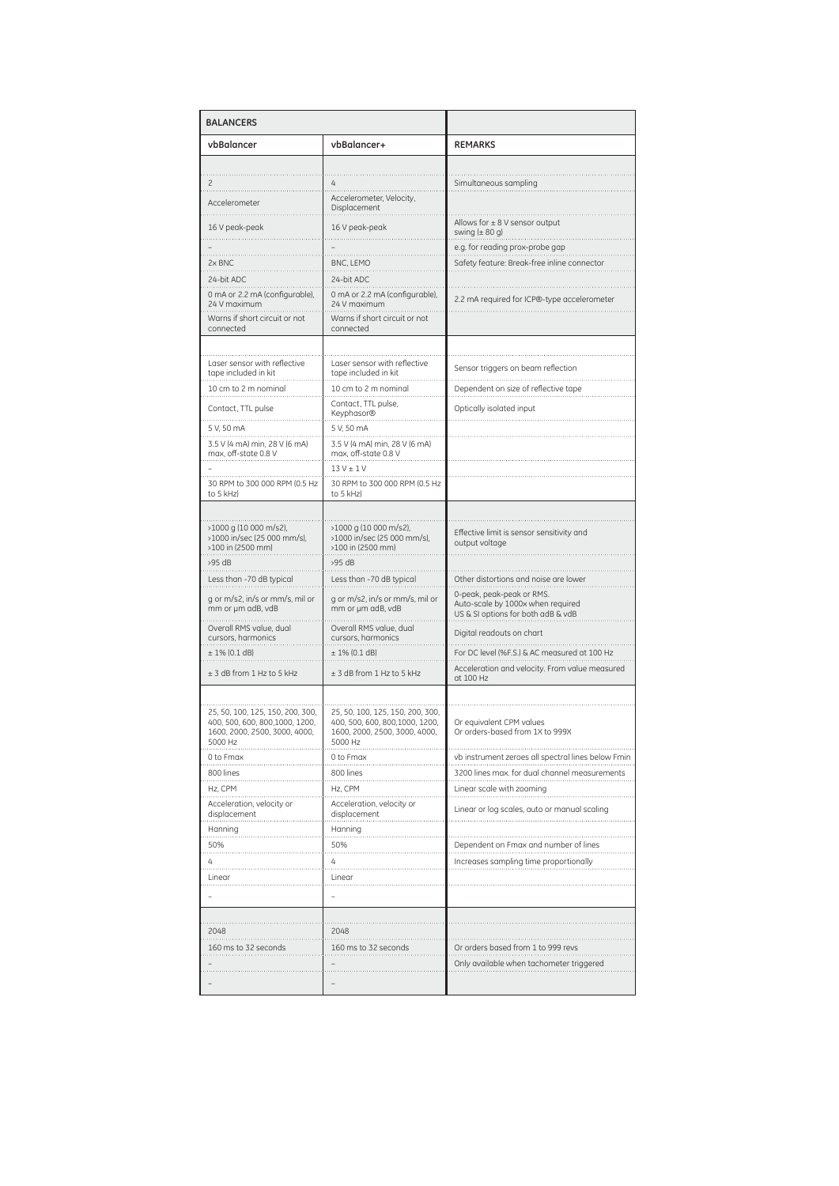| BALANCERS | | |
|---|---|---|
| **vbBalancer** | **vbBalancer+** | **REMARKS** |
| | | |
| 2 | 4 | Simultaneous sampling |
| Accelerometer | Accelerometer, Velocity, Displacement | |
| 16 V peak-peak | 16 V peak-peak | Allows for ± 8 V sensor output swing (± 80 g) |
| – | – | e.g. for reading prox-probe gap |
| 2x BNC | BNC, LEMO | Safety feature: Break-free inline connector |
| 24-bit ADC | 24-bit ADC | |
| 0 mA or 2.2 mA (configurable), 24 V maximum | 0 mA or 2.2 mA (configurable), 24 V maximum | 2.2 mA required for ICP®-type accelerometer |
| Warns if short circuit or not connected | Warns if short circuit or not connected | |
| | | |
| Laser sensor with reflective tape included in kit | Laser sensor with reflective tape included in kit | Sensor triggers on beam reflection |
| 10 cm to 2 m nominal | 10 cm to 2 m nominal | Dependent on size of reflective tape |
| Contact, TTL pulse | Contact, TTL pulse, Keyphasor® | Optically isolated input |
| 5 V, 50 mA | 5 V, 50 mA | |
| 3.5 V (4 mA) min, 28 V (6 mA) max, off-state 0.8 V | 3.5 V (4 mA) min, 28 V (6 mA) max, off-state 0.8 V | |
| – | 13 V ± 1 V | |
| 30 RPM to 300 000 RPM (0.5 Hz to 5 kHz) | 30 RPM to 300 000 RPM (0.5 Hz to 5 kHz) | |
| | | |
| >1000 g (10 000 m/s2), >1000 in/sec (25 000 mm/s), >100 in (2500 mm) | >1000 g (10 000 m/s2), >1000 in/sec (25 000 mm/s), >100 in (2500 mm) | Effective limit is sensor sensitivity and output voltage |
| >95 dB | >95 dB | |
| Less than -70 dB typical | Less than -70 dB typical | Other distortions and noise are lower |
| g or m/s2, in/s or mm/s, mil or mm or µm adB, vdB | g or m/s2, in/s or mm/s, mil or mm or µm adB, vdB | 0-peak, peak-peak or RMS. Auto-scale by 1000x when required US & SI options for both adB & vdB |
| Overall RMS value, dual cursors, harmonics | Overall RMS value, dual cursors, harmonics | Digital readouts on chart |
| ± 1% (0.1 dB) | ± 1% (0.1 dB) | For DC level (%F.S.) & AC measured at 100 Hz |
| ± 3 dB from 1 Hz to 5 kHz | ± 3 dB from 1 Hz to 5 kHz | Acceleration and velocity. From value measured at 100 Hz |
| | | |
| 25, 50, 100, 125, 150, 200, 300, 400, 500, 600, 800,1000, 1200, 1600, 2000, 2500, 3000, 4000, 5000 Hz | 25, 50, 100, 125, 150, 200, 300, 400, 500, 600, 800,1000, 1200, 1600, 2000, 2500, 3000, 4000, 5000 Hz | Or equivalent CPM values Or orders-based from 1X to 999X |
| 0 to Fmax | 0 to Fmax | vb instrument zeroes all spectral lines below Fmin |
| 800 lines | 800 lines | 3200 lines max. for dual channel measurements |
| Hz, CPM | Hz, CPM | Linear scale with zooming |
| Acceleration, velocity or displacement | Acceleration, velocity or displacement | Linear or log scales, auto or manual scaling |
| Hanning | Hanning | |
| 50% | 50% | Dependent on Fmax and number of lines |
| 4 | 4 | Increases sampling time proportionally |
| Linear | Linear | |
| – | – | |
| | | |
| 2048 | 2048 | |
| 160 ms to 32 seconds | 160 ms to 32 seconds | Or orders based from 1 to 999 revs |
| – | – | Only available when tachometer triggered |
| – | – | |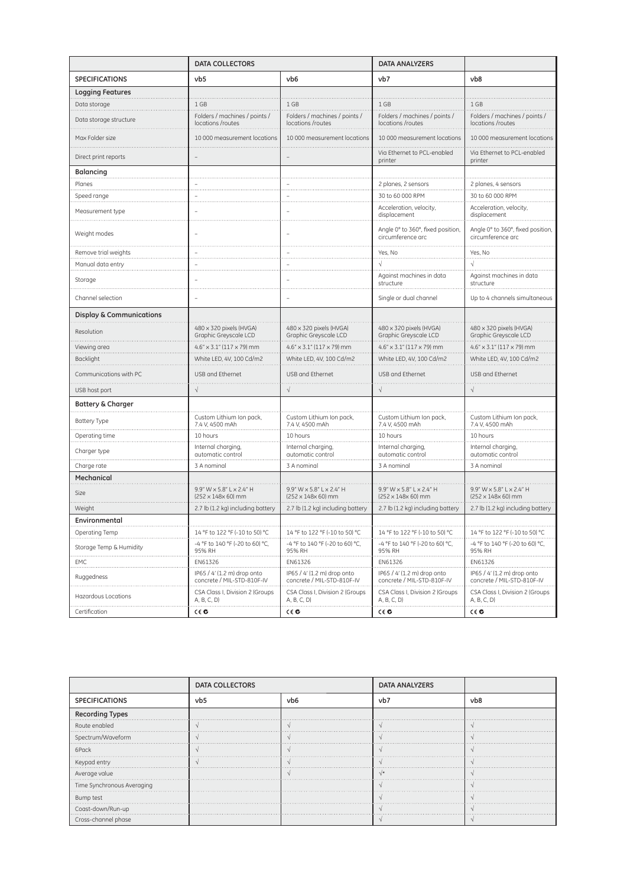| | DATA COLLECTORS | | DATA ANALYZERS | |
|---|---|---|---|---|
| **SPECIFICATIONS** | **vb5** | **vb6** | **vb7** | **vb8** |
| **Logging Features** | | | | |
| Data storage | 1 GB | 1 GB | 1 GB | 1 GB |
| Data storage structure | Folders / machines / points / locations /routes | Folders / machines / points / locations /routes | Folders / machines / points / locations /routes | Folders / machines / points / locations /routes |
| Max Folder size | 10 000 measurement locations | 10 000 measurement locations | 10 000 measurement locations | 10 000 measurement locations |
| Direct print reports | – | – | Via Ethernet to PCL-enabled printer | Via Ethernet to PCL-enabled printer |
| **Balancing** | | | | |
| Planes | – | – | 2 planes, 2 sensors | 2 planes, 4 sensors |
| Speed range | – | – | 30 to 60 000 RPM | 30 to 60 000 RPM |
| Measurement type | – | – | Acceleration, velocity, displacement | Acceleration, velocity, displacement |
| Weight modes | – | – | Angle 0° to 360°, fixed position, circumference arc | Angle 0° to 360°, fixed position, circumference arc |
| Remove trial weights | – | – | Yes, No | Yes, No |
| Manual data entry | – | – | √ | √ |
| Storage | – | – | Against machines in data structure | Against machines in data structure |
| Channel selection | – | – | Single or dual channel | Up to 4 channels simultaneous |
| **Display & Communications** | | | | |
| Resolution | 480 x 320 pixels (HVGA) Graphic Greyscale LCD | 480 x 320 pixels (HVGA) Graphic Greyscale LCD | 480 x 320 pixels (HVGA) Graphic Greyscale LCD | 480 x 320 pixels (HVGA) Graphic Greyscale LCD |
| Viewing area | 4.6" x 3.1" (117 x 79) mm | 4.6" x 3.1" (117 x 79) mm | 4.6" x 3.1" (117 x 79) mm | 4.6" x 3.1" (117 x 79) mm |
| Backlight | White LED, 4V, 100 Cd/m2 | White LED, 4V, 100 Cd/m2 | White LED, 4V, 100 Cd/m2 | White LED, 4V, 100 Cd/m2 |
| Communications with PC | USB and Ethernet | USB and Ethernet | USB and Ethernet | USB and Ethernet |
| USB host port | √ | √ | √ | √ |
| **Battery & Charger** | | | | |
| Battery Type | Custom Lithium Ion pack, 7.4 V, 4500 mAh | Custom Lithium Ion pack, 7.4 V, 4500 mAh | Custom Lithium Ion pack, 7.4 V, 4500 mAh | Custom Lithium Ion pack, 7.4 V, 4500 mAh |
| Operating time | 10 hours | 10 hours | 10 hours | 10 hours |
| Charger type | Internal charging, automatic control | Internal charging, automatic control | Internal charging, automatic control | Internal charging, automatic control |
| Charge rate | 3 A nominal | 3 A nominal | 3 A nominal | 3 A nominal |
| **Mechanical** | | | | |
| Size | 9.9" W x 5.8" L x 2.4" H (252 x 148x 60) mm | 9.9" W x 5.8" L x 2.4" H (252 x 148x 60) mm | 9.9" W x 5.8" L x 2.4" H (252 x 148x 60) mm | 9.9" W x 5.8" L x 2.4" H (252 x 148x 60) mm |
| Weight | 2.7 lb (1.2 kg) including battery | 2.7 lb (1.2 kg) including battery | 2.7 lb (1.2 kg) including battery | 2.7 lb (1.2 kg) including battery |
| **Environmental** | | | | |
| Operating Temp | 14 °F to 122 °F (-10 to 50) °C | 14 °F to 122 °F (-10 to 50) °C | 14 °F to 122 °F (-10 to 50) °C | 14 °F to 122 °F (-10 to 50) °C |
| Storage Temp & Humidity | -4 °F to 140 °F (-20 to 60) °C, 95% RH | -4 °F to 140 °F (-20 to 60) °C, 95% RH | -4 °F to 140 °F (-20 to 60) °C, 95% RH | -4 °F to 140 °F (-20 to 60) °C, 95% RH |
| EMC | EN61326 | EN61326 | EN61326 | EN61326 |
| Ruggedness | IP65 / 4' (1.2 m) drop onto concrete / MIL-STD-810F-IV | IP65 / 4' (1.2 m) drop onto concrete / MIL-STD-810F-IV | IP65 / 4' (1.2 m) drop onto concrete / MIL-STD-810F-IV | IP65 / 4' (1.2 m) drop onto concrete / MIL-STD-810F-IV |
| Hazardous Locations | CSA Class I, Division 2 (Groups A, B, C, D) | CSA Class I, Division 2 (Groups A, B, C, D) | CSA Class I, Division 2 (Groups A, B, C, D) | CSA Class I, Division 2 (Groups A, B, C, D) |
| Certification | CE | CE | CE | CE |

| | DATA COLLECTORS | | DATA ANALYZERS | |
|---|---|---|---|---|
| **SPECIFICATIONS** | **vb5** | **vb6** | **vb7** | **vb8** |
| **Recording Types** | | | | |
| Route enabled | √ | √ | √ | √ |
| Spectrum/Waveform | √ | √ | √ | √ |
| 6Pack | √ | √ | √ | √ |
| Keypad entry | √ | √ | √ | √ |
| Average value | | √ | √* | √ |
| Time Synchronous Averaging | | | √ | √ |
| Bump test | | | √ | √ |
| Coast-down/Run-up | | | √ | √ |
| Cross-channel phase | | | √ | √ |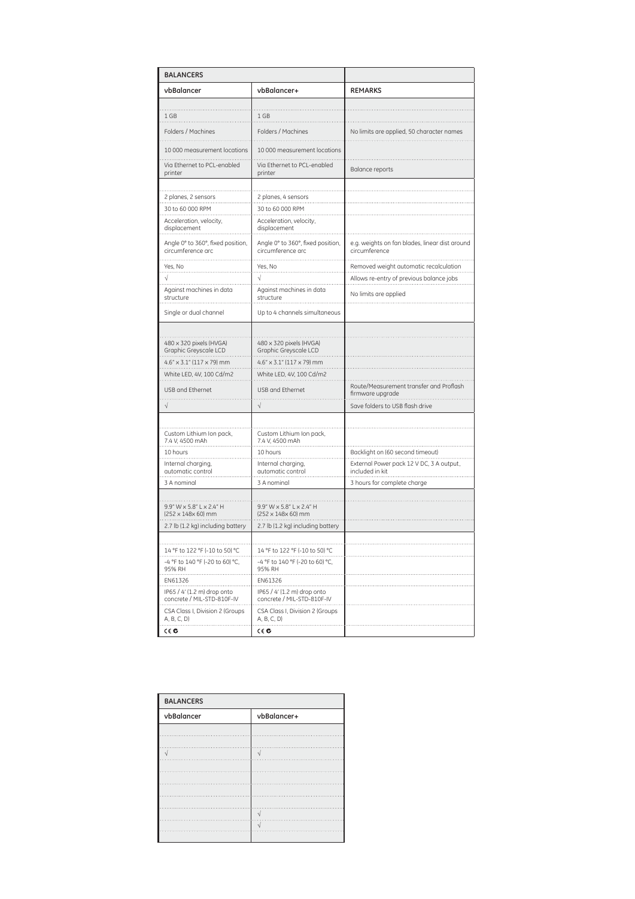| BALANCERS | | |
|---|---|---|
| **vbBalancer** | **vbBalancer+** | **REMARKS** |
| | | |
| 1 GB | 1 GB | |
| Folders / Machines | Folders / Machines | No limits are applied, 50 character names |
| 10 000 measurement locations | 10 000 measurement locations | |
| Via Ethernet to PCL-enabled printer | Via Ethernet to PCL-enabled printer | Balance reports |
| | | |
| 2 planes, 2 sensors | 2 planes, 4 sensors | |
| 30 to 60 000 RPM | 30 to 60 000 RPM | |
| Acceleration, velocity, displacement | Acceleration, velocity, displacement | |
| Angle 0° to 360°, fixed position, circumference arc | Angle 0° to 360°, fixed position, circumference arc | e.g. weights on fan blades, linear dist around circumference |
| Yes, No | Yes, No | Removed weight automatic recalculation |
| √ | √ | Allows re-entry of previous balance jobs |
| Against machines in data structure | Against machines in data structure | No limits are applied |
| Single or dual channel | Up to 4 channels simultaneous | |
| | | |
| 480 x 320 pixels (HVGA) Graphic Greyscale LCD | 480 x 320 pixels (HVGA) Graphic Greyscale LCD | |
| 4.6" x 3.1" (117 x 79) mm | 4.6" x 3.1" (117 x 79) mm | |
| White LED, 4V, 100 Cd/m2 | White LED, 4V, 100 Cd/m2 | |
| USB and Ethernet | USB and Ethernet | Route/Measurement transfer and Proflash firmware upgrade |
| √ | √ | Save folders to USB flash drive |
| | | |
| Custom Lithium Ion pack, 7.4 V, 4500 mAh | Custom Lithium Ion pack, 7.4 V, 4500 mAh | |
| 10 hours | 10 hours | Backlight on (60 second timeout) |
| Internal charging, automatic control | Internal charging, automatic control | External Power pack 12 V DC, 3 A output, included in kit |
| 3 A nominal | 3 A nominal | 3 hours for complete charge |
| | | |
| 9.9" W x 5.8" L x 2.4" H (252 x 148x 60) mm | 9.9" W x 5.8" L x 2.4" H (252 x 148x 60) mm | |
| 2.7 lb (1.2 kg) including battery | 2.7 lb (1.2 kg) including battery | |
| | | |
| 14 °F to 122 °F (-10 to 50) °C | 14 °F to 122 °F (-10 to 50) °C | |
| -4 °F to 140 °F (-20 to 60) °C, 95% RH | -4 °F to 140 °F (-20 to 60) °C, 95% RH | |
| EN61326 | EN61326 | |
| IP65 / 4' (1.2 m) drop onto concrete / MIL-STD-810F-IV | IP65 / 4' (1.2 m) drop onto concrete / MIL-STD-810F-IV | |
| CSA Class I, Division 2 (Groups A, B, C, D) | CSA Class I, Division 2 (Groups A, B, C, D) | |
| CE | CE | |

| BALANCERS | |
|---|---|
| **vbBalancer** | **vbBalancer+** |
| | |
| | |
| √ | √ |
| | |
| | |
| | |
| | |
| | √ |
| | √ |
| | |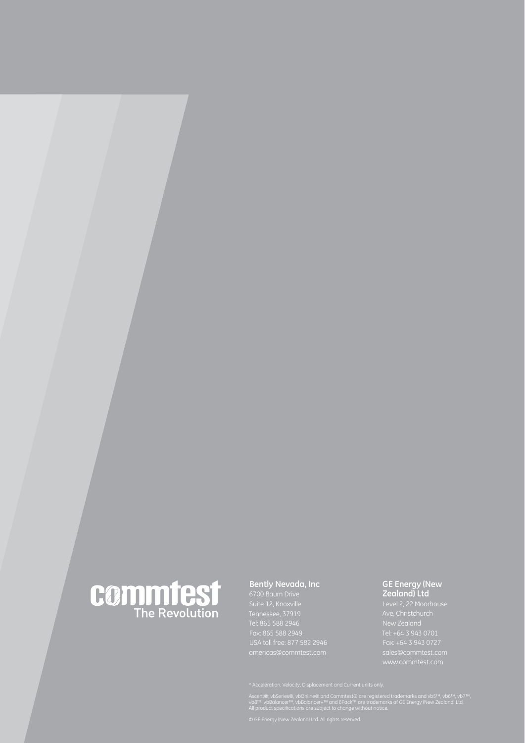commtest
The Revolution

**Bently Nevada, Inc**
6700 Baum Drive
Suite 12, Knoxville
Tennessee, 37919
Tel: 865 588 2946
Fax: 865 588 2949
USA toll free: 877 582 2946
americas@commtest.com

**GE Energy (New Zealand) Ltd**
Level 2, 22 Moorhouse
Ave, Christchurch
New Zealand
Tel: +64 3 943 0701
Fax: +64 3 943 0727
sales@commtest.com
www.commtest.com

* Acceleration, Velocity, Displacement and Current units only.

Ascent®, vbSeries®, vbOnline® and Commtest® are registered trademarks and vb5™, vb6™, vb7™, vb8™, vbBalancer™, vbBalancer+™ and 6Pack™ are trademarks of GE Energy (New Zealand) Ltd. All product specifications are subject to change without notice.

© GE Energy (New Zealand) Ltd. All rights reserved.